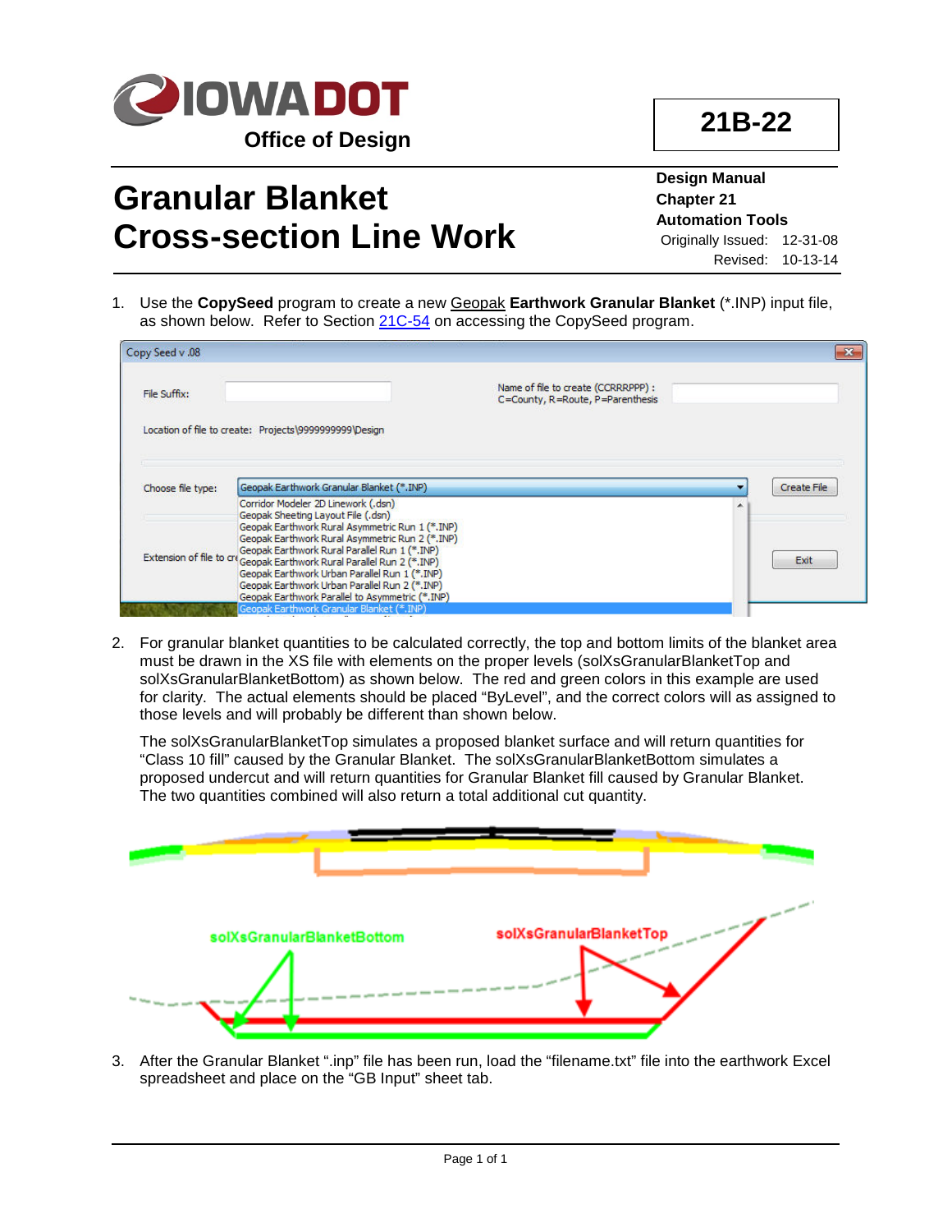**IOWA DOT**

Office of Design

**21B-22**

# Granular Blanket Cross-section Line Work

**Design Manual**
**Chapter 21**
**Automation Tools**

Originally Issued: 12-31-08
Revised: 10-13-14

1. Use the **CopySeed** program to create a new Geopak **Earthwork Granular Blanket** (*.INP) input file, as shown below. Refer to Section 21C-54 on accessing the CopySeed program.

2. For granular blanket quantities to be calculated correctly, the top and bottom limits of the blanket area must be drawn in the XS file with elements on the proper levels (solXsGranularBlanketTop and solXsGranularBlanketBottom) as shown below. The red and green colors in this example are used for clarity. The actual elements should be placed "ByLevel", and the correct colors will as assigned to those levels and will probably be different than shown below.

   The solXsGranularBlanketTop simulates a proposed blanket surface and will return quantities for "Class 10 fill" caused by the Granular Blanket. The solXsGranularBlanketBottom simulates a proposed undercut and will return quantities for Granular Blanket fill caused by Granular Blanket. The two quantities combined will also return a total additional cut quantity.

3. After the Granular Blanket ".inp" file has been run, load the "filename.txt" file into the earthwork Excel spreadsheet and place on the "GB Input" sheet tab.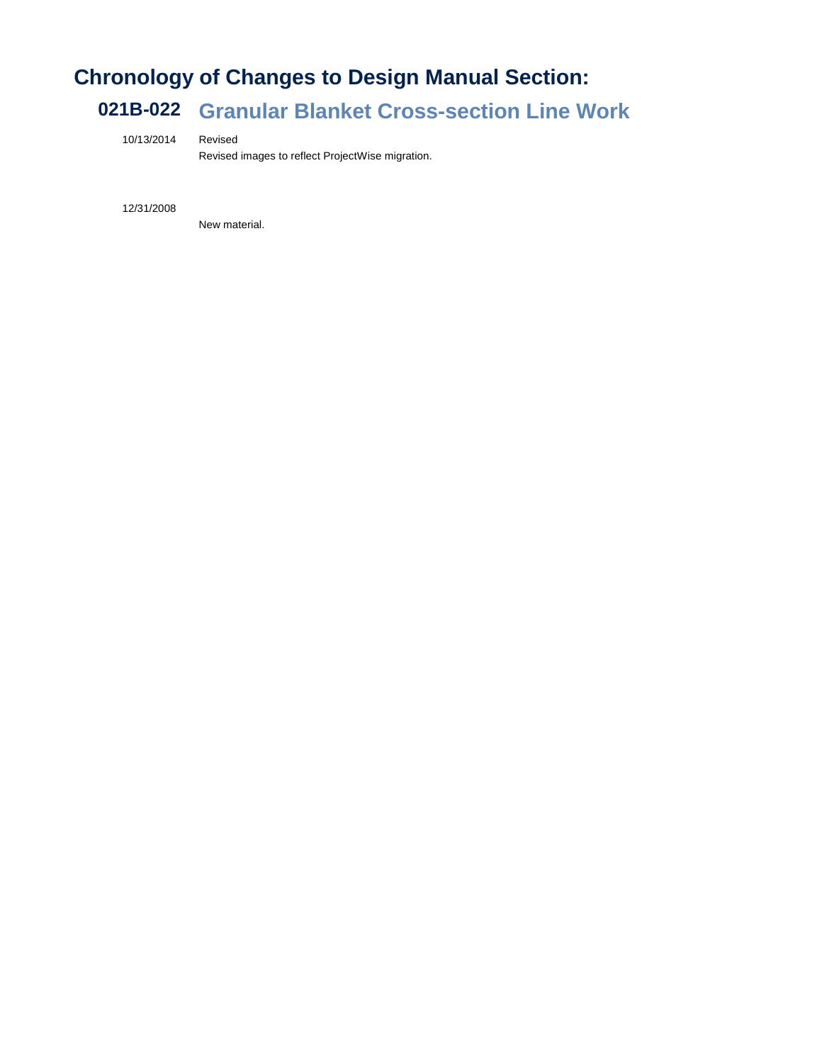# Chronology of Changes to Design Manual Section:

## 021B-022 Granular Blanket Cross-section Line Work

10/13/2014 Revised

Revised images to reflect ProjectWise migration.

12/31/2008

New material.